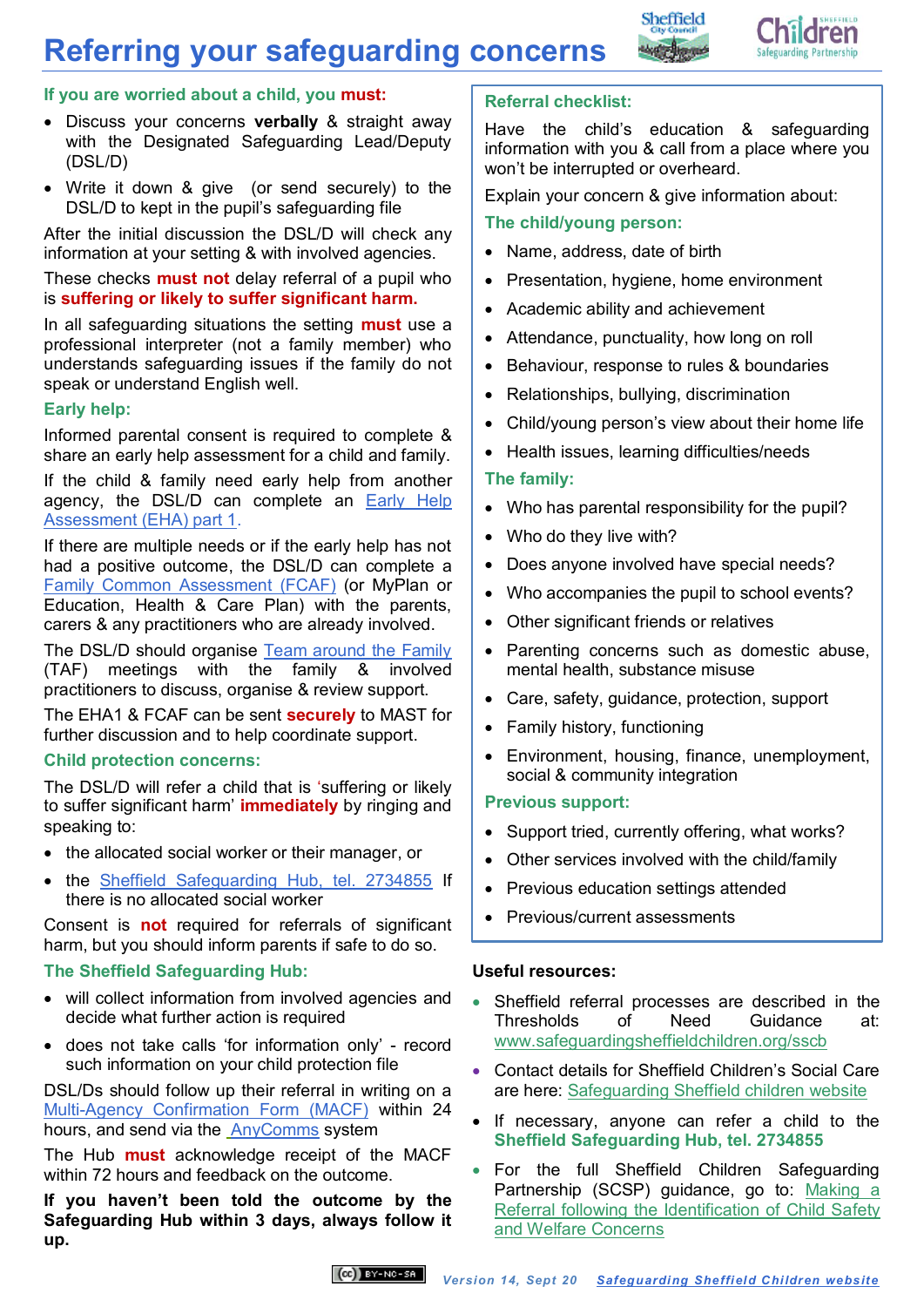# Referring your safeguarding concerns

### If you are worried about a child, you **must**:

- Discuss your concerns **verbally** & straight away with the Designated Safeguarding Lead/Deputy (DSL/D)
- Write it down & give (or send securely) to the DSL/D to kept in the pupil's safeguarding file

After the initial discussion the DSL/D will check any information at your setting & with involved agencies.

These checks **must not** delay referral of a pupil who is **suffering or likely to suffer significant harm.**

In all safeguarding situations the setting **must** use a professional interpreter (not a family member) who understands safeguarding issues if the family do not speak or understand English well.

### Early help:

Informed parental consent is required to complete & share an early help assessment for a child and family.

If the child & family need early help from another agency, the DSL/D can complete an Early Help Assessment (EHA) part 1.

If there are multiple needs or if the early help has not had a positive outcome, the DSL/D can complete a Family Common Assessment (FCAF) (or MyPlan or Education, Health & Care Plan) with the parents, carers & any practitioners who are already involved.

The DSL/D should organise Team around the Family (TAF) meetings with the family & involved practitioners to discuss, organise & review support.

The EHA1 & FCAF can be sent **securely** to MAST for further discussion and to help coordinate support.

### Child protection concerns:

The DSL/D will refer a child that is 'suffering or likely to suffer significant harm' **immediately** by ringing and speaking to:

- the allocated social worker or their manager, or
- the Sheffield Safeguarding Hub, tel. 2734855 If there is no allocated social worker

Consent is **not** required for referrals of significant harm, but you should inform parents if safe to do so.

### The Sheffield Safeguarding Hub:

- will collect information from involved agencies and decide what further action is required
- does not take calls 'for information only' - record such information on your child protection file

DSL/Ds should follow up their referral in writing on a Multi-Agency Confirmation Form (MACF) within 24 hours, and send via the AnyComms system

The Hub **must** acknowledge receipt of the MACF within 72 hours and feedback on the outcome.

**If you haven't been told the outcome by the Safeguarding Hub within 3 days, always follow it up.**

### Referral checklist:

Have the child's education & safeguarding information with you & call from a place where you won't be interrupted or overheard.

Explain your concern & give information about:

#### The child/young person:

- Name, address, date of birth
- Presentation, hygiene, home environment
- Academic ability and achievement
- Attendance, punctuality, how long on roll
- Behaviour, response to rules & boundaries
- Relationships, bullying, discrimination
- Child/young person's view about their home life
- Health issues, learning difficulties/needs

#### The family:

- Who has parental responsibility for the pupil?
- Who do they live with?
- Does anyone involved have special needs?
- Who accompanies the pupil to school events?
- Other significant friends or relatives
- Parenting concerns such as domestic abuse, mental health, substance misuse
- Care, safety, guidance, protection, support
- Family history, functioning
- Environment, housing, finance, unemployment, social & community integration

#### Previous support:

- Support tried, currently offering, what works?
- Other services involved with the child/family
- Previous education settings attended
- Previous/current assessments

### Useful resources:

- Sheffield referral processes are described in the Thresholds of Need Guidance at: www.safeguardingsheffieldchildren.org/sscb
- Contact details for Sheffield Children's Social Care are here: Safeguarding Sheffield children website
- If necessary, anyone can refer a child to the **Sheffield Safeguarding Hub, tel. 2734855**
- For the full Sheffield Children Safeguarding Partnership (SCSP) guidance, go to: Making a Referral following the Identification of Child Safety and Welfare Concerns

*Version 14, Sept 20* *Safeguarding Sheffield Children website*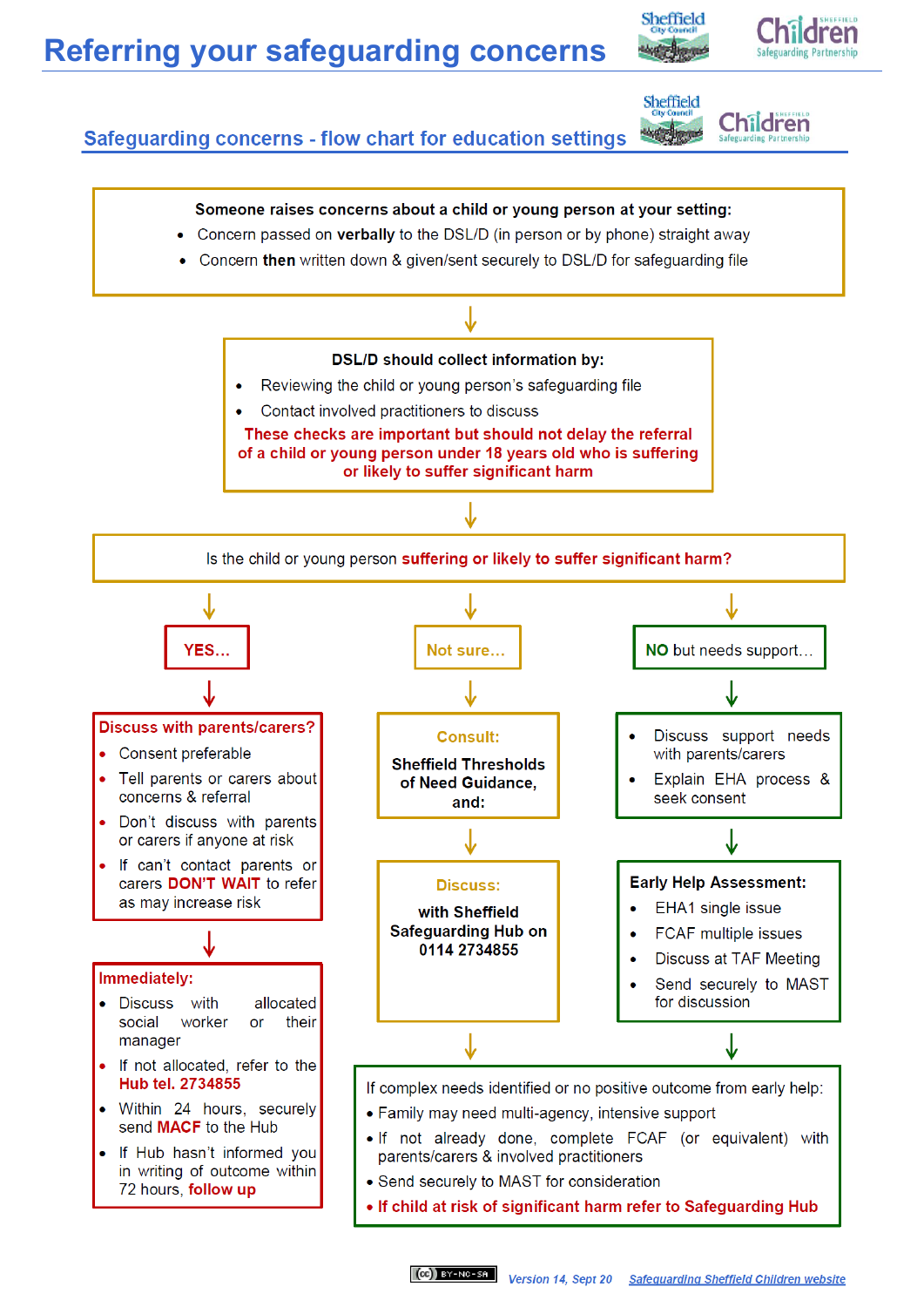# Referring your safeguarding concerns

## Safeguarding concerns - flow chart for education settings

**Someone raises concerns about a child or young person at your setting:**

- Concern passed on **verbally** to the DSL/D (in person or by phone) straight away
- Concern **then** written down & given/sent securely to DSL/D for safeguarding file

**DSL/D should collect information by:**

- Reviewing the child or young person's safeguarding file
- Contact involved practitioners to discuss

**These checks are important but should not delay the referral of a child or young person under 18 years old who is suffering or likely to suffer significant harm**

Is the child or young person **suffering or likely to suffer significant harm?**

### YES…

**Discuss with parents/carers?**

- Consent preferable
- Tell parents or carers about concerns & referral
- Don't discuss with parents or carers if anyone at risk
- If can't contact parents or carers **DON'T WAIT** to refer as may increase risk

**Immediately:**

- Discuss with allocated social worker or their manager
- If not allocated, refer to the **Hub tel. 2734855**
- Within 24 hours, securely send **MACF** to the Hub
- If Hub hasn't informed you in writing of outcome within 72 hours, **follow up**

### Not sure…

**Consult:**

**Sheffield Thresholds of Need Guidance, and:**

**Discuss:**

**with Sheffield Safeguarding Hub on 0114 2734855**

### NO but needs support…

- Discuss support needs with parents/carers
- Explain EHA process & seek consent

**Early Help Assessment:**

- EHA1 single issue
- FCAF multiple issues
- Discuss at TAF Meeting
- Send securely to MAST for discussion

If complex needs identified or no positive outcome from early help:

- Family may need multi-agency, intensive support
- If not already done, complete FCAF (or equivalent) with parents/carers & involved practitioners
- Send securely to MAST for consideration
- **If child at risk of significant harm refer to Safeguarding Hub**

*Version 14, Sept 20* — *Safeguarding Sheffield Children website*